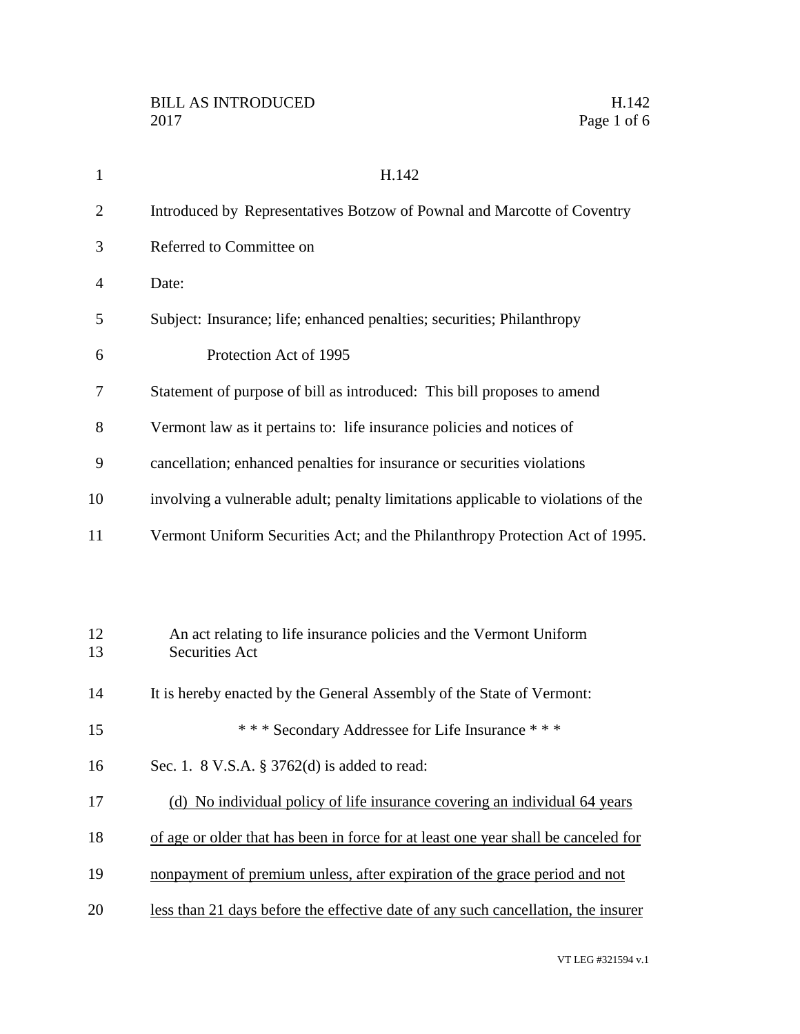# H.142

Introduced by Representatives Botzow of Pownal and Marcotte of Coventry

Referred to Committee on

Date:

Subject: Insurance; life; enhanced penalties; securities; Philanthropy Protection Act of 1995

Statement of purpose of bill as introduced: This bill proposes to amend Vermont law as it pertains to: life insurance policies and notices of cancellation; enhanced penalties for insurance or securities violations involving a vulnerable adult; penalty limitations applicable to violations of the Vermont Uniform Securities Act; and the Philanthropy Protection Act of 1995.

An act relating to life insurance policies and the Vermont Uniform Securities Act

It is hereby enacted by the General Assembly of the State of Vermont:

\* \* \* Secondary Addressee for Life Insurance \* \* \*

Sec. 1. 8 V.S.A. § 3762(d) is added to read:

<u>(d) No individual policy of life insurance covering an individual 64 years of age or older that has been in force for at least one year shall be canceled for nonpayment of premium unless, after expiration of the grace period and not less than 21 days before the effective date of any such cancellation, the insurer</u>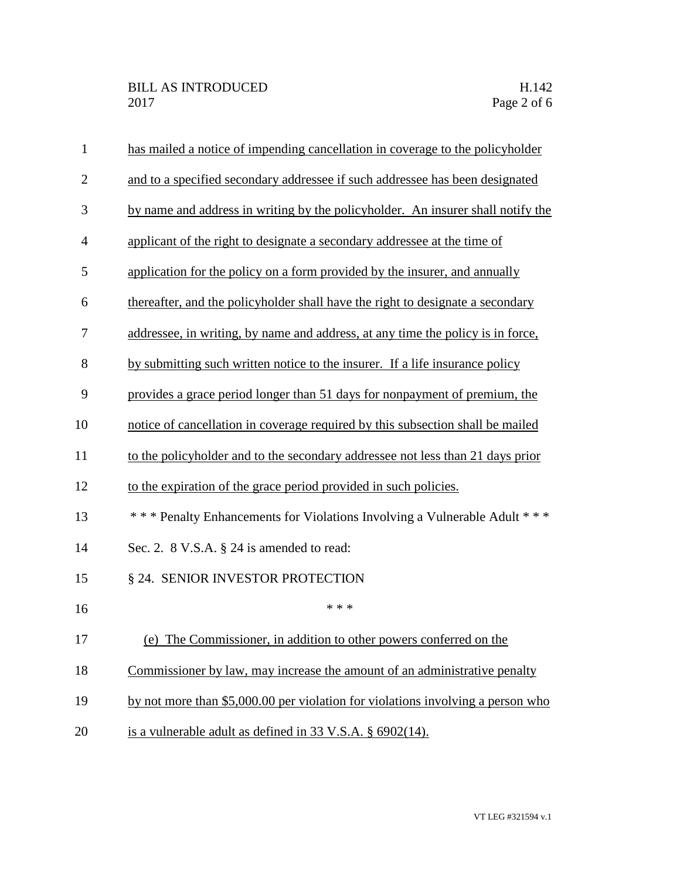has mailed a notice of impending cancellation in coverage to the policyholder and to a specified secondary addressee if such addressee has been designated by name and address in writing by the policyholder. An insurer shall notify the applicant of the right to designate a secondary addressee at the time of application for the policy on a form provided by the insurer, and annually thereafter, and the policyholder shall have the right to designate a secondary addressee, in writing, by name and address, at any time the policy is in force, by submitting such written notice to the insurer. If a life insurance policy provides a grace period longer than 51 days for nonpayment of premium, the notice of cancellation in coverage required by this subsection shall be mailed to the policyholder and to the secondary addressee not less than 21 days prior to the expiration of the grace period provided in such policies.

\* \* \* Penalty Enhancements for Violations Involving a Vulnerable Adult \* \* \*

Sec. 2. 8 V.S.A. § 24 is amended to read:

§ 24. SENIOR INVESTOR PROTECTION

\* \* \*

(e) The Commissioner, in addition to other powers conferred on the Commissioner by law, may increase the amount of an administrative penalty by not more than $5,000.00 per violation for violations involving a person who is a vulnerable adult as defined in 33 V.S.A. § 6902(14).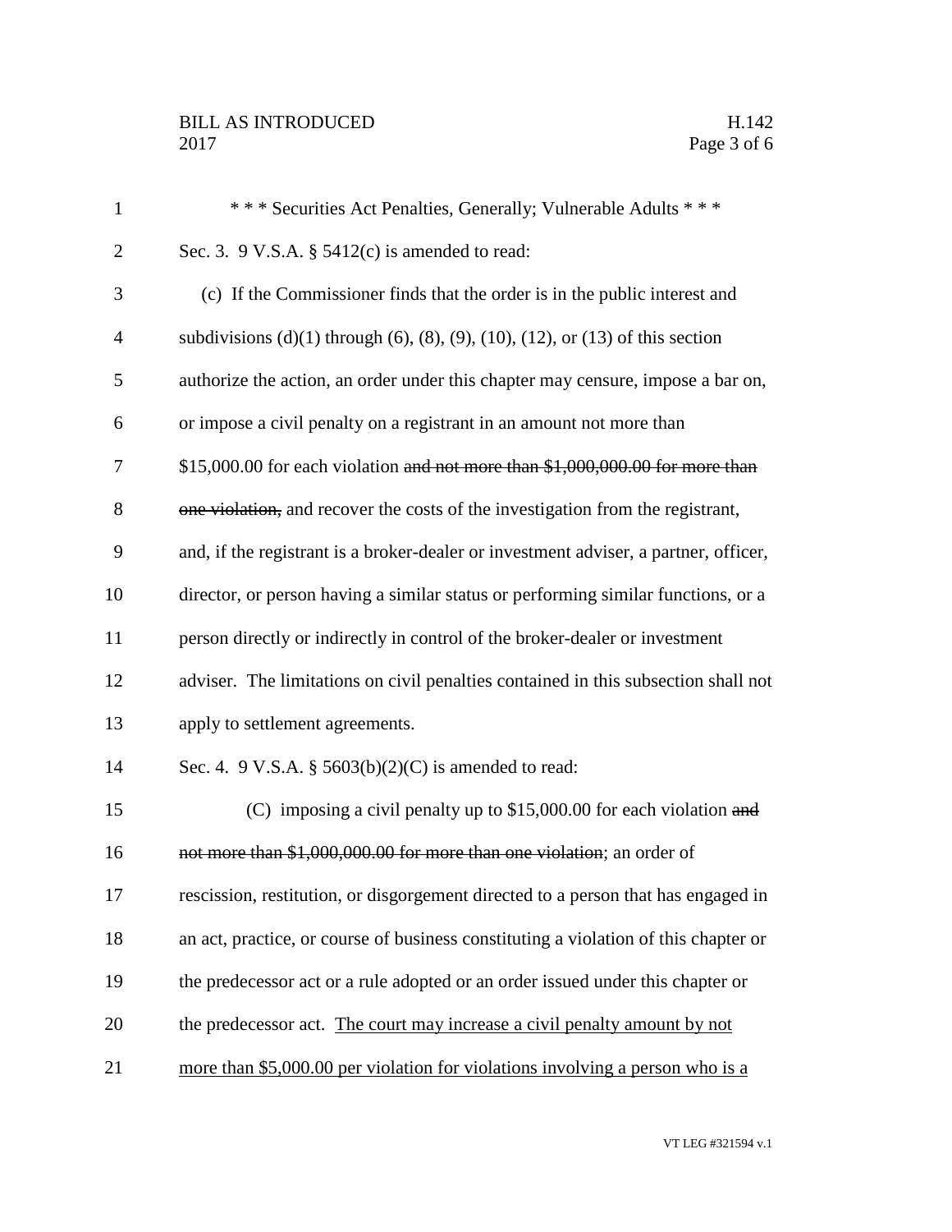\* \* \* Securities Act Penalties, Generally; Vulnerable Adults \* \* \*

Sec. 3. 9 V.S.A. § 5412(c) is amended to read:

(c) If the Commissioner finds that the order is in the public interest and subdivisions (d)(1) through (6), (8), (9), (10), (12), or (13) of this section authorize the action, an order under this chapter may censure, impose a bar on, or impose a civil penalty on a registrant in an amount not more than $15,000.00 for each violation ~~and not more than $1,000,000.00 for more than one violation,~~ and recover the costs of the investigation from the registrant, and, if the registrant is a broker-dealer or investment adviser, a partner, officer, director, or person having a similar status or performing similar functions, or a person directly or indirectly in control of the broker-dealer or investment adviser. The limitations on civil penalties contained in this subsection shall not apply to settlement agreements.

Sec. 4. 9 V.S.A. § 5603(b)(2)(C) is amended to read:

(C) imposing a civil penalty up to $15,000.00 for each violation ~~and not more than $1,000,000.00 for more than one violation~~; an order of rescission, restitution, or disgorgement directed to a person that has engaged in an act, practice, or course of business constituting a violation of this chapter or the predecessor act or a rule adopted or an order issued under this chapter or the predecessor act. <u>The court may increase a civil penalty amount by not more than $5,000.00 per violation for violations involving a person who is a</u>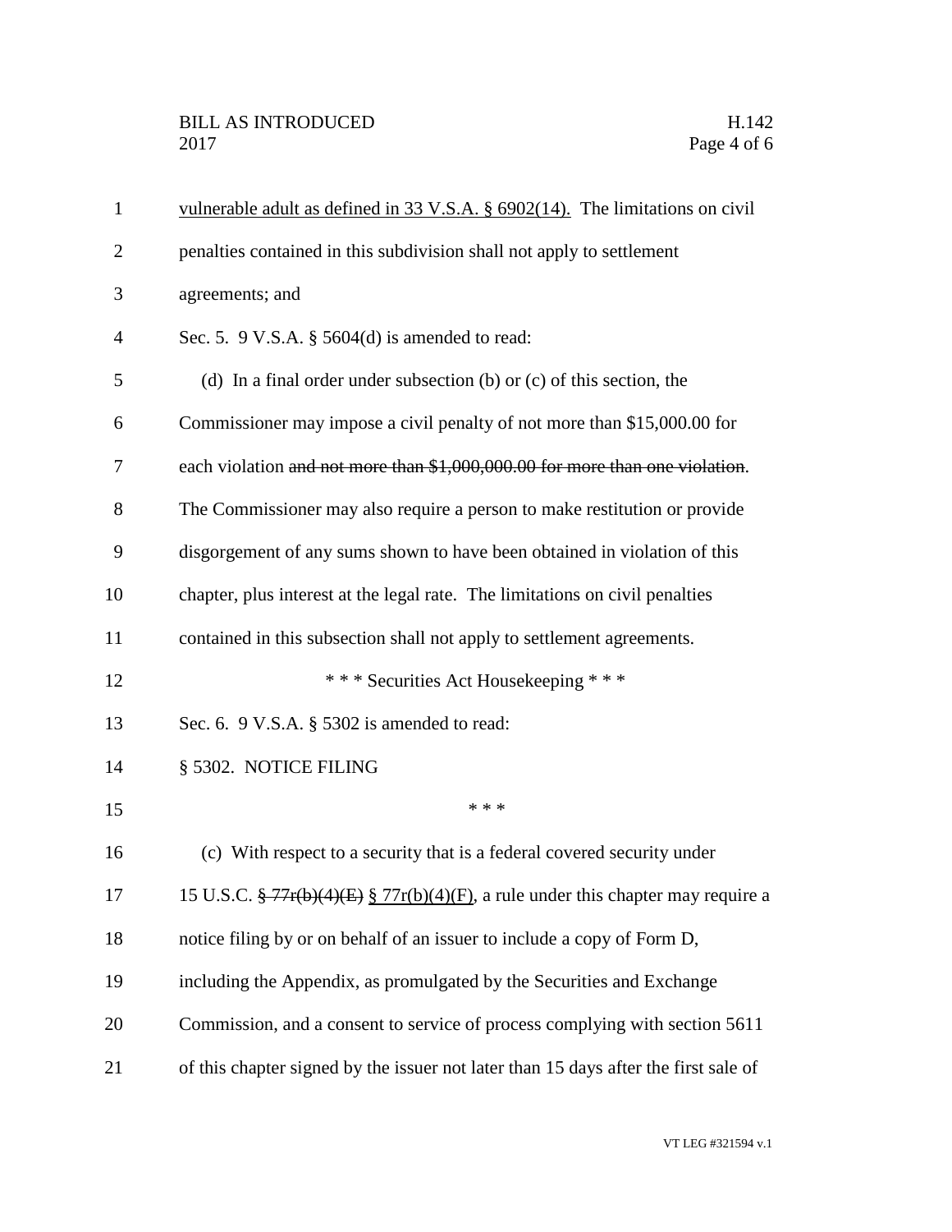vulnerable adult as defined in 33 V.S.A. § 6902(14). The limitations on civil penalties contained in this subdivision shall not apply to settlement agreements; and

Sec. 5. 9 V.S.A. § 5604(d) is amended to read:

(d) In a final order under subsection (b) or (c) of this section, the Commissioner may impose a civil penalty of not more than $15,000.00 for each violation ~~and not more than $1,000,000.00 for more than one violation~~. The Commissioner may also require a person to make restitution or provide disgorgement of any sums shown to have been obtained in violation of this chapter, plus interest at the legal rate. The limitations on civil penalties contained in this subsection shall not apply to settlement agreements.

\* \* \* Securities Act Housekeeping \* \* \*

Sec. 6. 9 V.S.A. § 5302 is amended to read:

§ 5302. NOTICE FILING

\* \* \*

(c) With respect to a security that is a federal covered security under 15 U.S.C. ~~§ 77r(b)(4)(E)~~ <u>§ 77r(b)(4)(F)</u>, a rule under this chapter may require a notice filing by or on behalf of an issuer to include a copy of Form D, including the Appendix, as promulgated by the Securities and Exchange Commission, and a consent to service of process complying with section 5611 of this chapter signed by the issuer not later than 15 days after the first sale of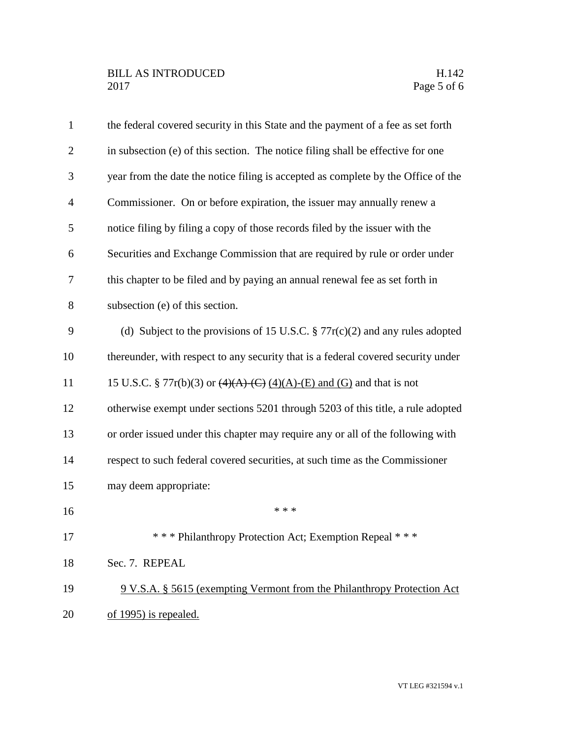the federal covered security in this State and the payment of a fee as set forth in subsection (e) of this section. The notice filing shall be effective for one year from the date the notice filing is accepted as complete by the Office of the Commissioner. On or before expiration, the issuer may annually renew a notice filing by filing a copy of those records filed by the issuer with the Securities and Exchange Commission that are required by rule or order under this chapter to be filed and by paying an annual renewal fee as set forth in subsection (e) of this section.

(d) Subject to the provisions of 15 U.S.C. § 77r(c)(2) and any rules adopted thereunder, with respect to any security that is a federal covered security under 15 U.S.C. § 77r(b)(3) or ~~(4)(A)-(C)~~ <u>(4)(A)-(E) and (G)</u> and that is not otherwise exempt under sections 5201 through 5203 of this title, a rule adopted or order issued under this chapter may require any or all of the following with respect to such federal covered securities, at such time as the Commissioner may deem appropriate:

\* \* \*

\* \* \* Philanthropy Protection Act; Exemption Repeal \* \* \*

Sec. 7. REPEAL

<u>9 V.S.A. § 5615 (exempting Vermont from the Philanthropy Protection Act of 1995) is repealed.</u>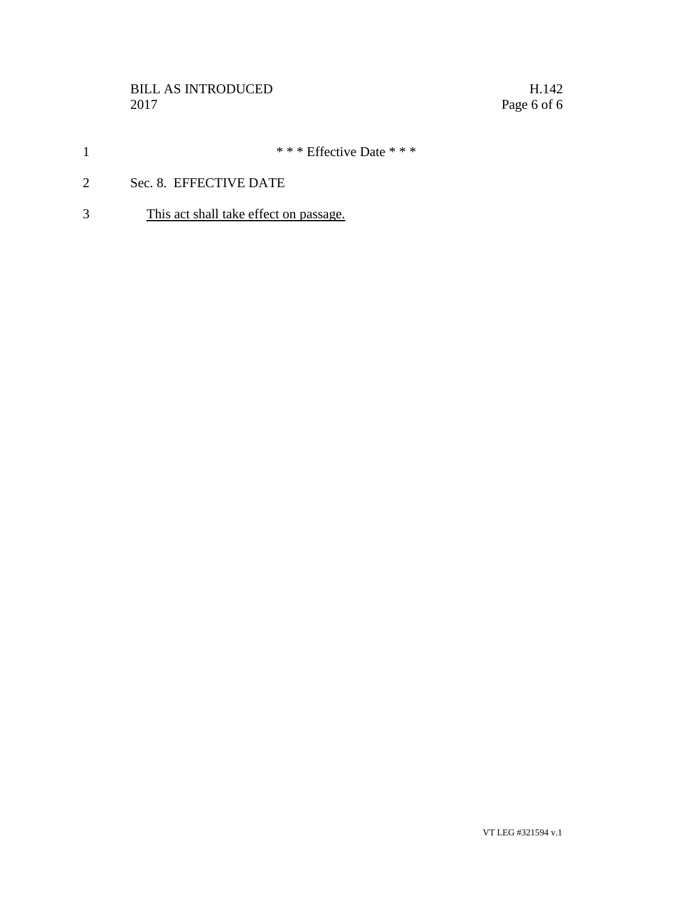\* \* \* Effective Date \* \* \*

Sec. 8. EFFECTIVE DATE

<u>This act shall take effect on passage.</u>